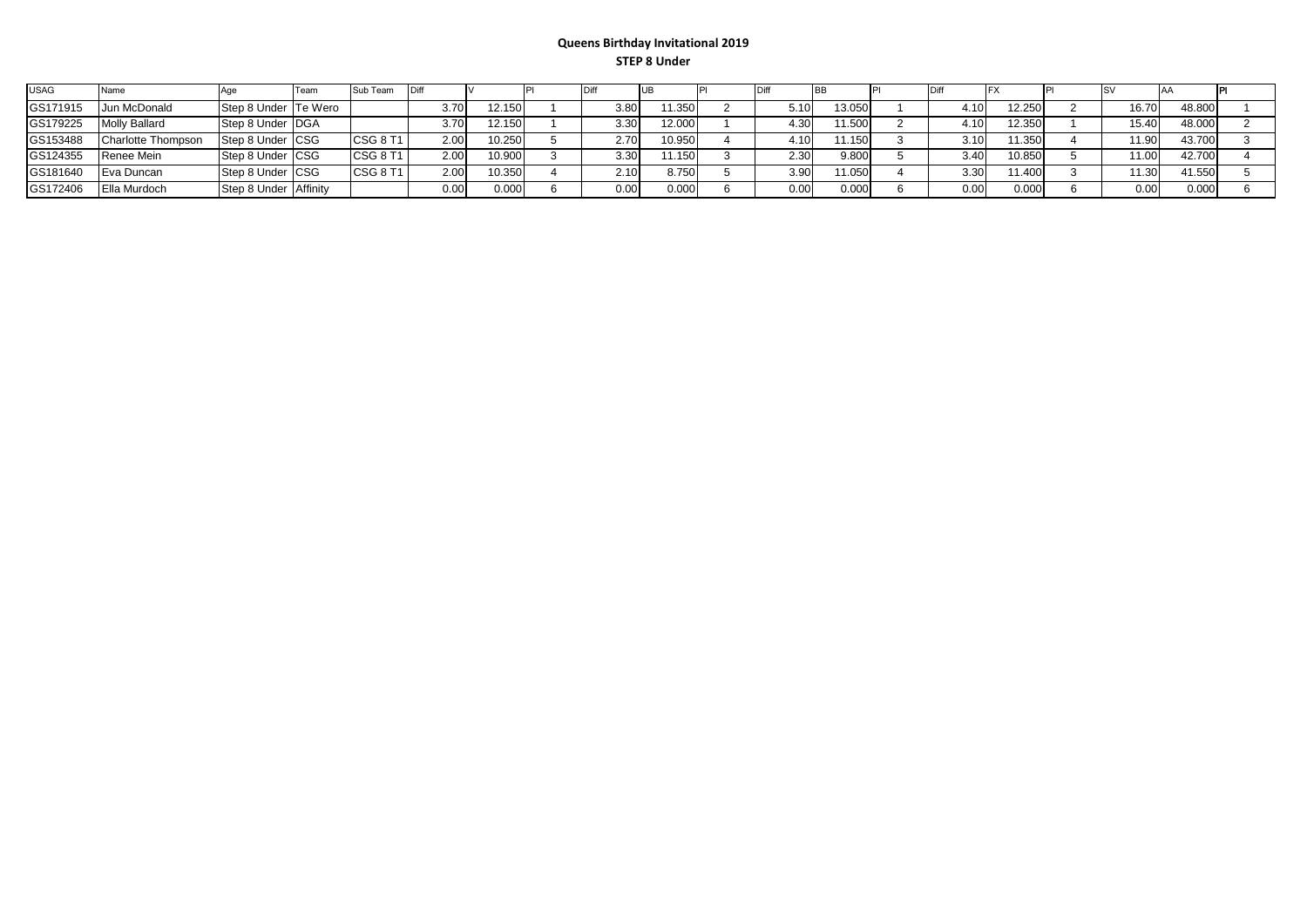# Queens Birthday Invitational 2019

## STEP 8 Under

| USAG | Name | Age | Team | Sub Team | Diff | V | Pl | Diff | UB | Pl | Diff | BB | Pl | Diff | FX | Pl | SV | AA | Pl |
|---|---|---|---|---|---|---|---|---|---|---|---|---|---|---|---|---|---|---|---|
| GS171915 | Jun McDonald | Step 8 Under | Te Wero | | 3.70 | 12.150 | 1 | 3.80 | 11.350 | 2 | 5.10 | 13.050 | 1 | 4.10 | 12.250 | 2 | 16.70 | 48.800 | 1 |
| GS179225 | Molly Ballard | Step 8 Under | DGA | | 3.70 | 12.150 | 1 | 3.30 | 12.000 | 1 | 4.30 | 11.500 | 2 | 4.10 | 12.350 | 1 | 15.40 | 48.000 | 2 |
| GS153488 | Charlotte Thompson | Step 8 Under | CSG | CSG 8 T1 | 2.00 | 10.250 | 5 | 2.70 | 10.950 | 4 | 4.10 | 11.150 | 3 | 3.10 | 11.350 | 4 | 11.90 | 43.700 | 3 |
| GS124355 | Renee Mein | Step 8 Under | CSG | CSG 8 T1 | 2.00 | 10.900 | 3 | 3.30 | 11.150 | 3 | 2.30 | 9.800 | 5 | 3.40 | 10.850 | 5 | 11.00 | 42.700 | 4 |
| GS181640 | Eva Duncan | Step 8 Under | CSG | CSG 8 T1 | 2.00 | 10.350 | 4 | 2.10 | 8.750 | 5 | 3.90 | 11.050 | 4 | 3.30 | 11.400 | 3 | 11.30 | 41.550 | 5 |
| GS172406 | Ella Murdoch | Step 8 Under | Affinity | | 0.00 | 0.000 | 6 | 0.00 | 0.000 | 6 | 0.00 | 0.000 | 6 | 0.00 | 0.000 | 6 | 0.00 | 0.000 | 6 |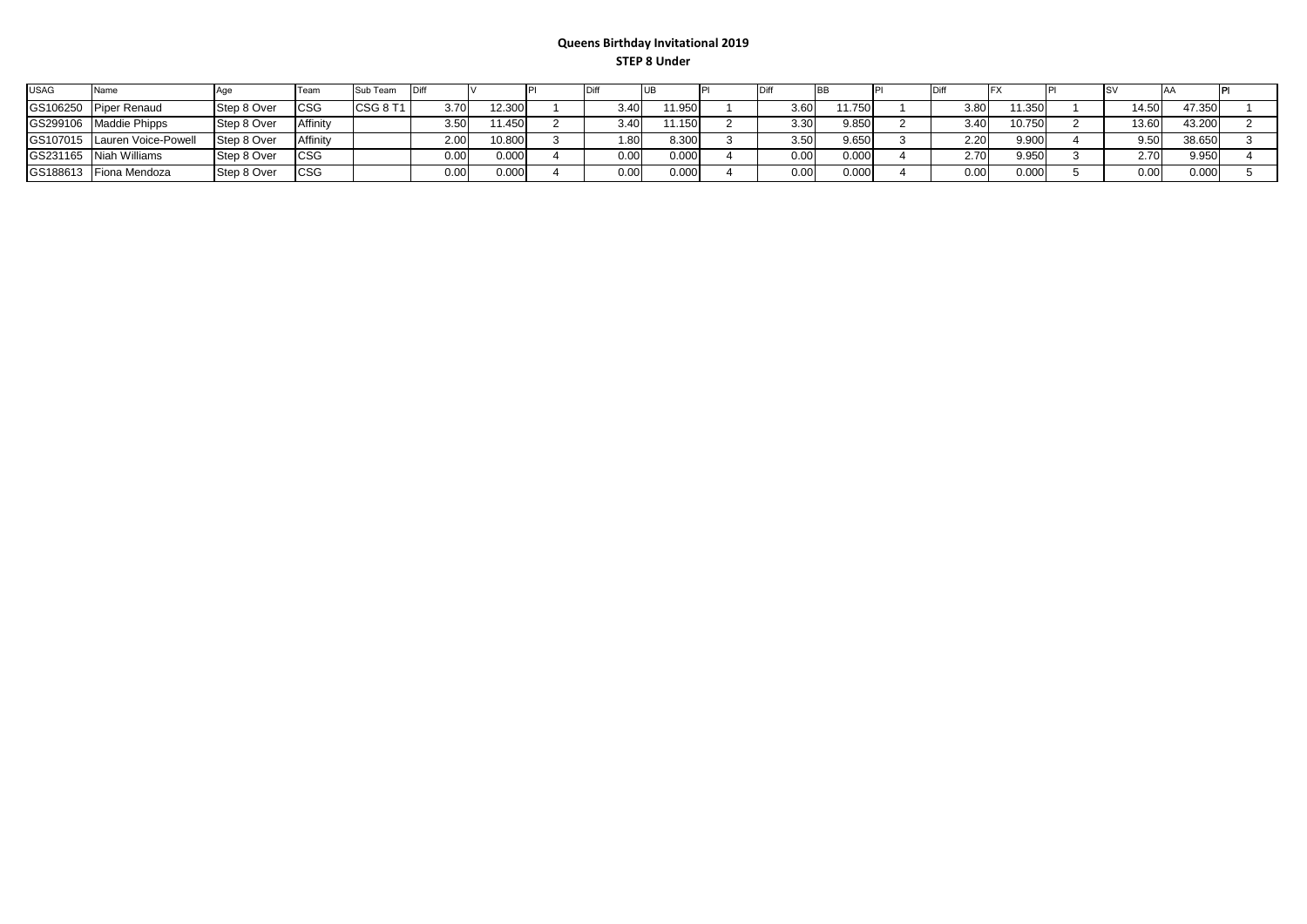**Queens Birthday Invitational 2019**

**STEP 8 Under**

| USAG | Name | Age | Team | Sub Team | Diff | V | Pl | Diff | UB | Pl | Diff | BB | Pl | Diff | FX | Pl | SV | AA | Pl |
|---|---|---|---|---|---|---|---|---|---|---|---|---|---|---|---|---|---|---|---|
| GS106250 | Piper Renaud | Step 8 Over | CSG | CSG 8 T1 | 3.70 | 12.300 | 1 | 3.40 | 11.950 | 1 | 3.60 | 11.750 | 1 | 3.80 | 11.350 | 1 | 14.50 | 47.350 | 1 |
| GS299106 | Maddie Phipps | Step 8 Over | Affinity | | 3.50 | 11.450 | 2 | 3.40 | 11.150 | 2 | 3.30 | 9.850 | 2 | 3.40 | 10.750 | 2 | 13.60 | 43.200 | 2 |
| GS107015 | Lauren Voice-Powell | Step 8 Over | Affinity | | 2.00 | 10.800 | 3 | 1.80 | 8.300 | 3 | 3.50 | 9.650 | 3 | 2.20 | 9.900 | 4 | 9.50 | 38.650 | 3 |
| GS231165 | Niah Williams | Step 8 Over | CSG | | 0.00 | 0.000 | 4 | 0.00 | 0.000 | 4 | 0.00 | 0.000 | 4 | 2.70 | 9.950 | 3 | 2.70 | 9.950 | 4 |
| GS188613 | Fiona Mendoza | Step 8 Over | CSG | | 0.00 | 0.000 | 4 | 0.00 | 0.000 | 4 | 0.00 | 0.000 | 4 | 0.00 | 0.000 | 5 | 0.00 | 0.000 | 5 |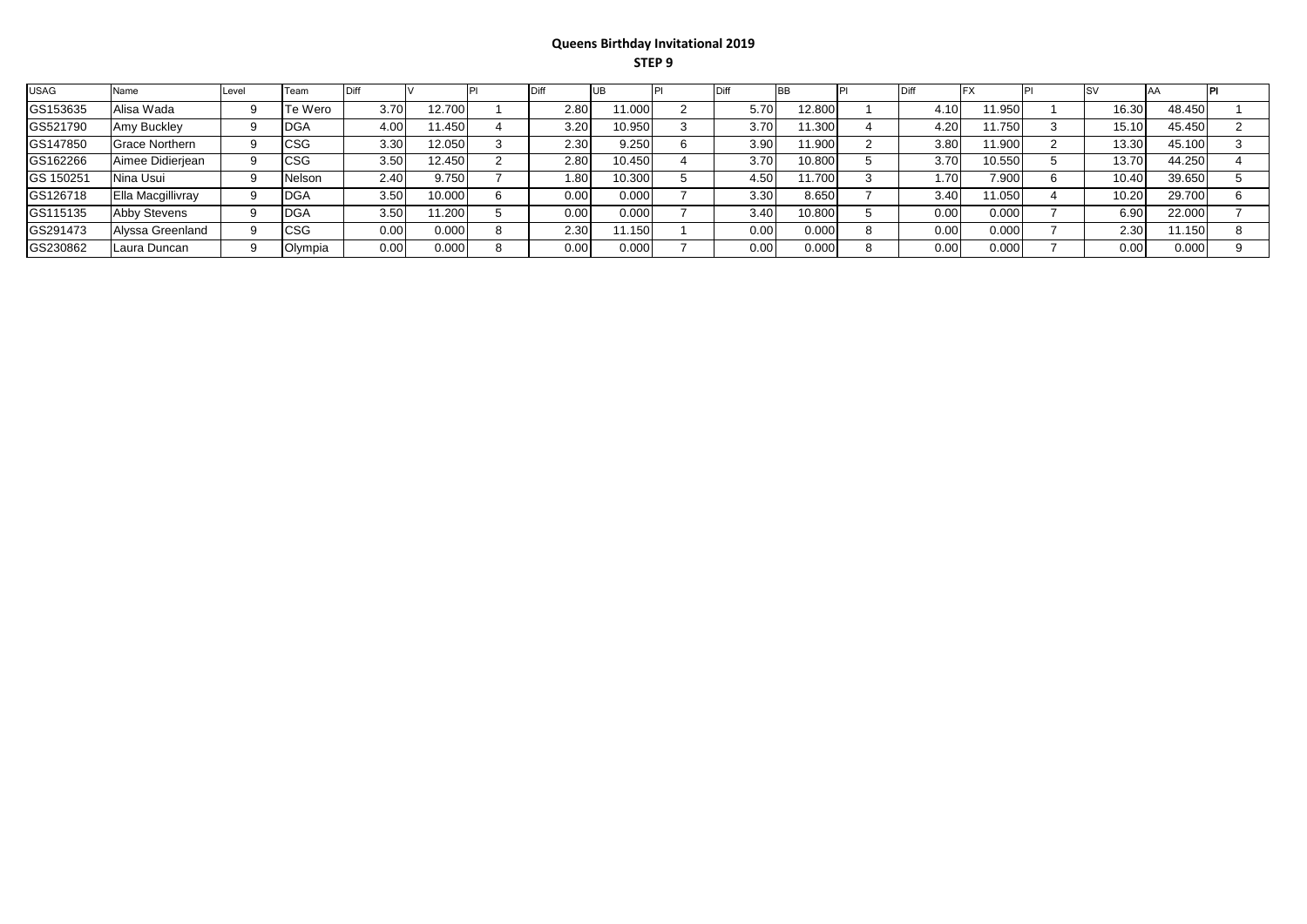**Queens Birthday Invitational 2019**

**STEP 9**

| USAG | Name | Level | Team | Diff | V | Pl | Diff | UB | Pl | Diff | BB | Pl | Diff | FX | Pl | SV | AA | Pl |
|---|---|---|---|---|---|---|---|---|---|---|---|---|---|---|---|---|---|---|
| GS153635 | Alisa Wada | 9 | Te Wero | 3.70 | 12.700 | 1 | 2.80 | 11.000 | 2 | 5.70 | 12.800 | 1 | 4.10 | 11.950 | 1 | 16.30 | 48.450 | 1 |
| GS521790 | Amy Buckley | 9 | DGA | 4.00 | 11.450 | 4 | 3.20 | 10.950 | 3 | 3.70 | 11.300 | 4 | 4.20 | 11.750 | 3 | 15.10 | 45.450 | 2 |
| GS147850 | Grace Northern | 9 | CSG | 3.30 | 12.050 | 3 | 2.30 | 9.250 | 6 | 3.90 | 11.900 | 2 | 3.80 | 11.900 | 2 | 13.30 | 45.100 | 3 |
| GS162266 | Aimee Didierjean | 9 | CSG | 3.50 | 12.450 | 2 | 2.80 | 10.450 | 4 | 3.70 | 10.800 | 5 | 3.70 | 10.550 | 5 | 13.70 | 44.250 | 4 |
| GS 150251 | Nina Usui | 9 | Nelson | 2.40 | 9.750 | 7 | 1.80 | 10.300 | 5 | 4.50 | 11.700 | 3 | 1.70 | 7.900 | 6 | 10.40 | 39.650 | 5 |
| GS126718 | Ella Macgillivray | 9 | DGA | 3.50 | 10.000 | 6 | 0.00 | 0.000 | 7 | 3.30 | 8.650 | 7 | 3.40 | 11.050 | 4 | 10.20 | 29.700 | 6 |
| GS115135 | Abby Stevens | 9 | DGA | 3.50 | 11.200 | 5 | 0.00 | 0.000 | 7 | 3.40 | 10.800 | 5 | 0.00 | 0.000 | 7 | 6.90 | 22.000 | 7 |
| GS291473 | Alyssa Greenland | 9 | CSG | 0.00 | 0.000 | 8 | 2.30 | 11.150 | 1 | 0.00 | 0.000 | 8 | 0.00 | 0.000 | 7 | 2.30 | 11.150 | 8 |
| GS230862 | Laura Duncan | 9 | Olympia | 0.00 | 0.000 | 8 | 0.00 | 0.000 | 7 | 0.00 | 0.000 | 8 | 0.00 | 0.000 | 7 | 0.00 | 0.000 | 9 |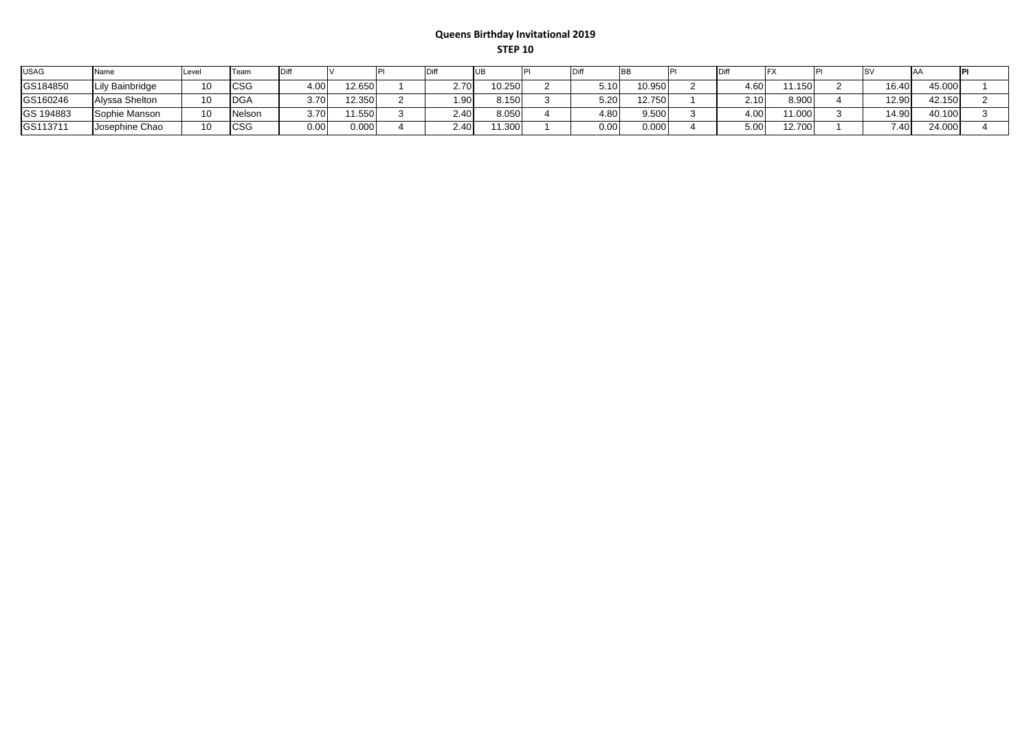# Queens Birthday Invitational 2019

## STEP 10

| USAG | Name | Level | Team | Diff | V | Pl | Diff | UB | Pl | Diff | BB | Pl | Diff | FX | Pl | SV | AA | Pl |
|---|---|---|---|---|---|---|---|---|---|---|---|---|---|---|---|---|---|---|
| GS184850 | Lily Bainbridge | 10 | CSG | 4.00 | 12.650 | 1 | 2.70 | 10.250 | 2 | 5.10 | 10.950 | 2 | 4.60 | 11.150 | 2 | 16.40 | 45.000 | 1 |
| GS160246 | Alyssa Shelton | 10 | DGA | 3.70 | 12.350 | 2 | 1.90 | 8.150 | 3 | 5.20 | 12.750 | 1 | 2.10 | 8.900 | 4 | 12.90 | 42.150 | 2 |
| GS 194883 | Sophie Manson | 10 | Nelson | 3.70 | 11.550 | 3 | 2.40 | 8.050 | 4 | 4.80 | 9.500 | 3 | 4.00 | 11.000 | 3 | 14.90 | 40.100 | 3 |
| GS113711 | Josephine Chao | 10 | CSG | 0.00 | 0.000 | 4 | 2.40 | 11.300 | 1 | 0.00 | 0.000 | 4 | 5.00 | 12.700 | 1 | 7.40 | 24.000 | 4 |